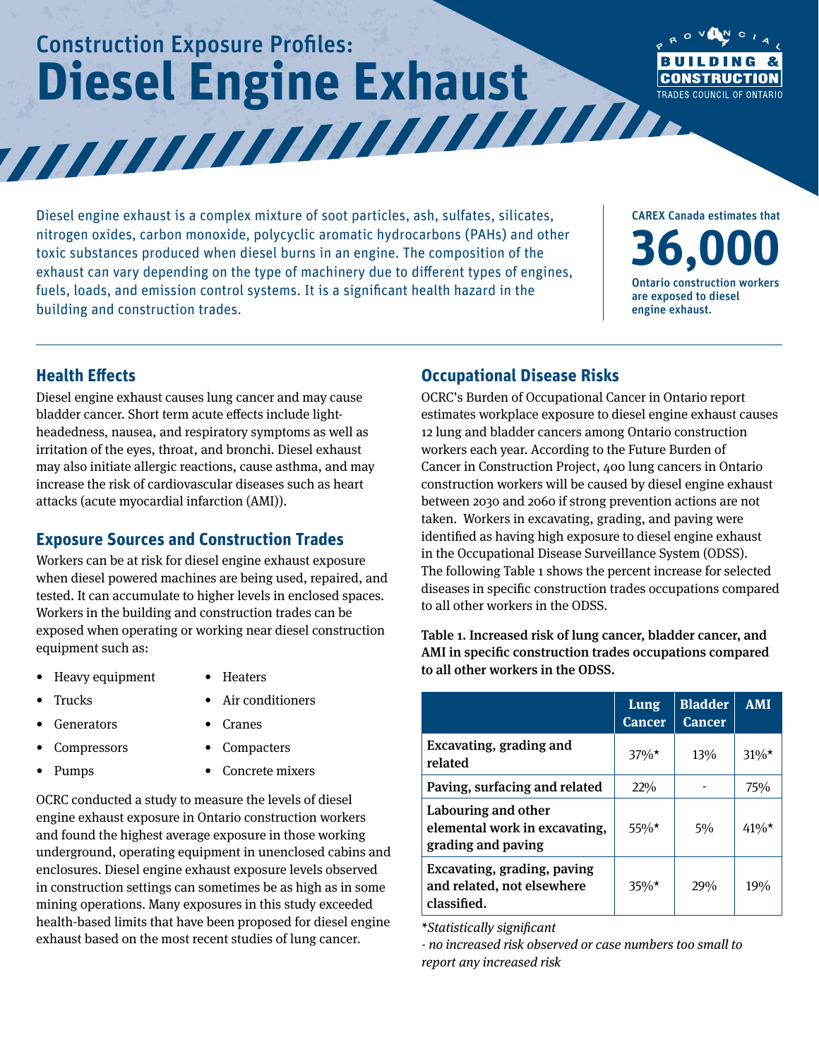# Construction Exposure Profiles: Diesel Engine Exhaust

PROVINCIAL BUILDING & CONSTRUCTION TRADES COUNCIL OF ONTARIO

Diesel engine exhaust is a complex mixture of soot particles, ash, sulfates, silicates, nitrogen oxides, carbon monoxide, polycyclic aromatic hydrocarbons (PAHs) and other toxic substances produced when diesel burns in an engine. The composition of the exhaust can vary depending on the type of machinery due to different types of engines, fuels, loads, and emission control systems. It is a significant health hazard in the building and construction trades.

CAREX Canada estimates that **36,000** Ontario construction workers are exposed to diesel engine exhaust.

## Health Effects

Diesel engine exhaust causes lung cancer and may cause bladder cancer. Short term acute effects include light-headedness, nausea, and respiratory symptoms as well as irritation of the eyes, throat, and bronchi. Diesel exhaust may also initiate allergic reactions, cause asthma, and may increase the risk of cardiovascular diseases such as heart attacks (acute myocardial infarction (AMI)).

## Exposure Sources and Construction Trades

Workers can be at risk for diesel engine exhaust exposure when diesel powered machines are being used, repaired, and tested. It can accumulate to higher levels in enclosed spaces. Workers in the building and construction trades can be exposed when operating or working near diesel construction equipment such as:

- Heavy equipment
- Trucks
- Generators
- Compressors
- Pumps
- Heaters
- Air conditioners
- Cranes
- Compacters
- Concrete mixers

OCRC conducted a study to measure the levels of diesel engine exhaust exposure in Ontario construction workers and found the highest average exposure in those working underground, operating equipment in unenclosed cabins and enclosures. Diesel engine exhaust exposure levels observed in construction settings can sometimes be as high as in some mining operations. Many exposures in this study exceeded health-based limits that have been proposed for diesel engine exhaust based on the most recent studies of lung cancer.

## Occupational Disease Risks

OCRC's Burden of Occupational Cancer in Ontario report estimates workplace exposure to diesel engine exhaust causes 12 lung and bladder cancers among Ontario construction workers each year. According to the Future Burden of Cancer in Construction Project, 400 lung cancers in Ontario construction workers will be caused by diesel engine exhaust between 2030 and 2060 if strong prevention actions are not taken. Workers in excavating, grading, and paving were identified as having high exposure to diesel engine exhaust in the Occupational Disease Surveillance System (ODSS). The following Table 1 shows the percent increase for selected diseases in specific construction trades occupations compared to all other workers in the ODSS.

**Table 1. Increased risk of lung cancer, bladder cancer, and AMI in specific construction trades occupations compared to all other workers in the ODSS.**

| | Lung Cancer | Bladder Cancer | AMI |
|---|---|---|---|
| Excavating, grading and related | 37%* | 13% | 31%* |
| Paving, surfacing and related | 22% | - | 75% |
| Labouring and other elemental work in excavating, grading and paving | 55%* | 5% | 41%* |
| Excavating, grading, paving and related, not elsewhere classified. | 35%* | 29% | 19% |

*\*Statistically significant*

*- no increased risk observed or case numbers too small to report any increased risk*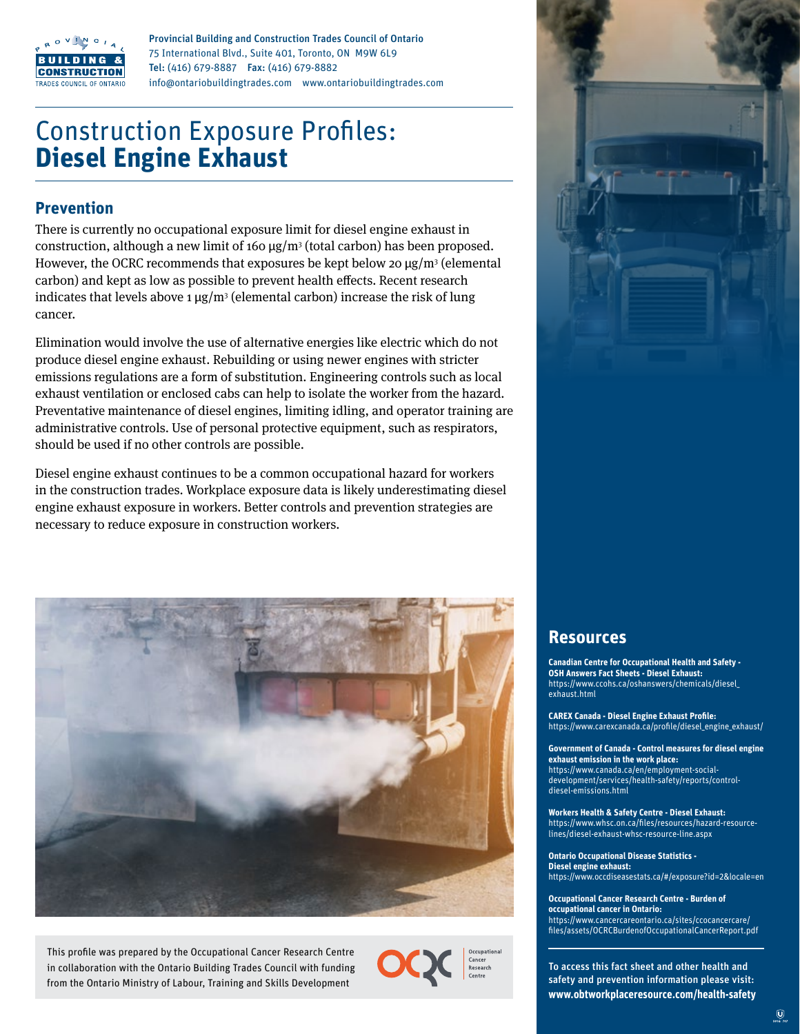Provincial Building and Construction Trades Council of Ontario
75 International Blvd., Suite 401, Toronto, ON M9W 6L9
**Tel:** (416) 679-8887 **Fax:** (416) 679-8882
info@ontariobuildingtrades.com www.ontariobuildingtrades.com

# Construction Exposure Profiles: **Diesel Engine Exhaust**

## Prevention

There is currently no occupational exposure limit for diesel engine exhaust in construction, although a new limit of 160 μg/m$^3$ (total carbon) has been proposed. However, the OCRC recommends that exposures be kept below 20 μg/m$^3$ (elemental carbon) and kept as low as possible to prevent health effects. Recent research indicates that levels above 1 μg/m$^3$ (elemental carbon) increase the risk of lung cancer.

Elimination would involve the use of alternative energies like electric which do not produce diesel engine exhaust. Rebuilding or using newer engines with stricter emissions regulations are a form of substitution. Engineering controls such as local exhaust ventilation or enclosed cabs can help to isolate the worker from the hazard. Preventative maintenance of diesel engines, limiting idling, and operator training are administrative controls. Use of personal protective equipment, such as respirators, should be used if no other controls are possible.

Diesel engine exhaust continues to be a common occupational hazard for workers in the construction trades. Workplace exposure data is likely underestimating diesel engine exhaust exposure in workers. Better controls and prevention strategies are necessary to reduce exposure in construction workers.

This profile was prepared by the Occupational Cancer Research Centre in collaboration with the Ontario Building Trades Council with funding from the Ontario Ministry of Labour, Training and Skills Development

## Resources

**Canadian Centre for Occupational Health and Safety - OSH Answers Fact Sheets - Diesel Exhaust:**
https://www.ccohs.ca/oshanswers/chemicals/diesel_exhaust.html

**CAREX Canada - Diesel Engine Exhaust Profile:**
https://www.carexcanada.ca/profile/diesel_engine_exhaust/

**Government of Canada - Control measures for diesel engine exhaust emission in the work place:**
https://www.canada.ca/en/employment-social-development/services/health-safety/reports/control-diesel-emissions.html

**Workers Health & Safety Centre - Diesel Exhaust:**
https://www.whsc.on.ca/files/resources/hazard-resource-lines/diesel-exhaust-whsc-resource-line.aspx

**Ontario Occupational Disease Statistics - Diesel engine exhaust:**
https://www.occdiseasestats.ca/#/exposure?id=2&locale=en

**Occupational Cancer Research Centre - Burden of occupational cancer in Ontario:**
https://www.cancercareontario.ca/sites/ccocancercare/files/assets/OCRCBurdenofOccupationalCancerReport.pdf

**To access this fact sheet and other health and safety and prevention information please visit: www.obtworkplaceresource.com/health-safety**